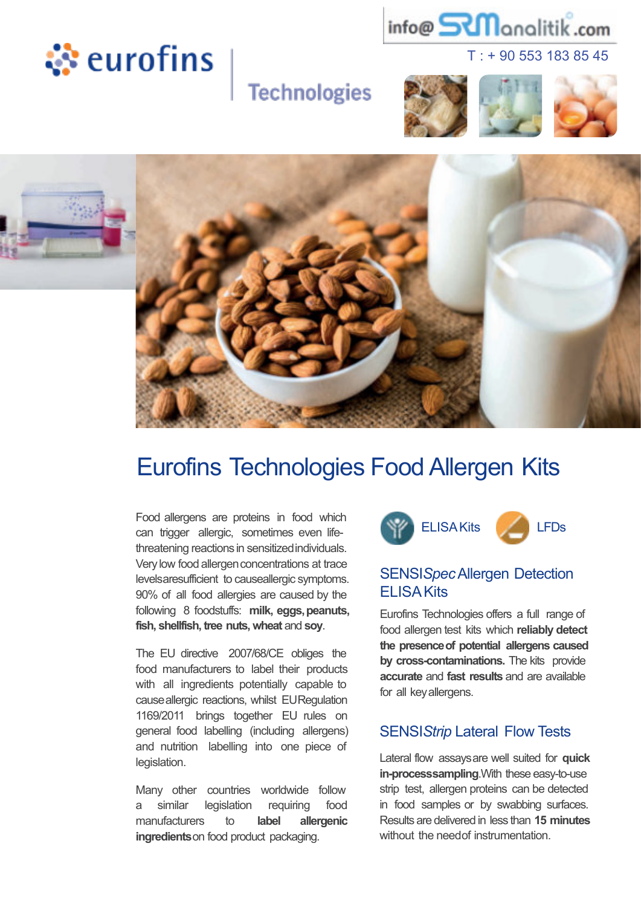eurofins | Technologies

info@SRManalitik.com

T : + 90 553 183 85 45

# Eurofins Technologies Food Allergen Kits

Food allergens are proteins in food which can trigger allergic, sometimes even life-threatening reactions in sensitized individuals. Very low food allergen concentrations at trace levels are sufficient to cause allergic symptoms. 90% of all food allergies are caused by the following 8 foodstuffs: **milk, eggs, peanuts, fish, shellfish, tree nuts, wheat** and **soy**.

The EU directive 2007/68/CE obliges the food manufacturers to label their products with all ingredients potentially capable to cause allergic reactions, whilst EU Regulation 1169/2011 brings together EU rules on general food labelling (including allergens) and nutrition labelling into one piece of legislation.

Many other countries worldwide follow a similar legislation requiring food manufacturers to **label allergenic ingredients** on food product packaging.

ELISA Kits  LFDs

## SENSI*Spec* Allergen Detection ELISA Kits

Eurofins Technologies offers a full range of food allergen test kits which **reliably detect the presence of potential allergens caused by cross-contaminations.** The kits provide **accurate** and **fast results** and are available for all key allergens.

## SENSI*Strip* Lateral Flow Tests

Lateral flow assays are well suited for **quick in-process sampling**. With these easy-to-use strip test, allergen proteins can be detected in food samples or by swabbing surfaces. Results are delivered in less than **15 minutes** without the need of instrumentation.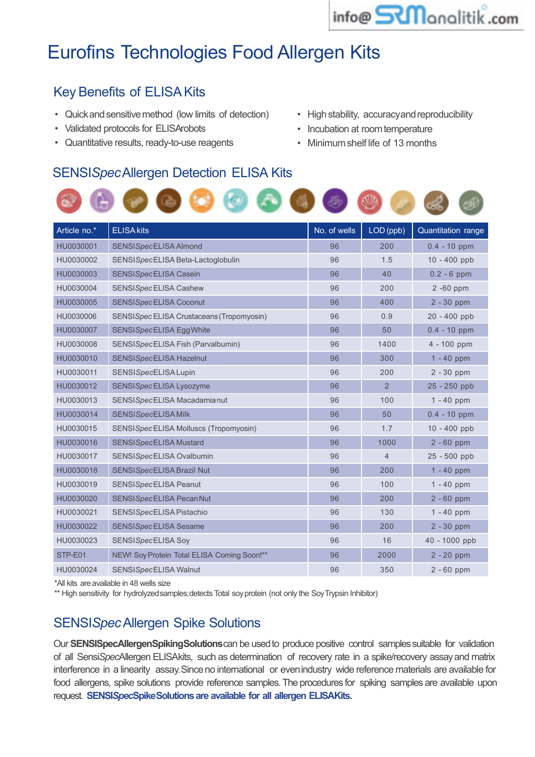# Eurofins Technologies Food Allergen Kits

## Key Benefits of ELISA Kits

- Quick and sensitive method (low limits of detection)
- Validated protocols for ELISA robots
- Quantitative results, ready-to-use reagents
- High stability, accuracy and reproducibility
- Incubation at room temperature
- Minimum shelf life of 13 months

## SENSI*Spec* Allergen Detection ELISA Kits

| Article no.* | ELISA kits | No. of wells | LOD (ppb) | Quantitation range |
|---|---|---|---|---|
| HU0030001 | SENSI*Spec* ELISA Almond | 96 | 200 | 0.4 - 10 ppm |
| HU0030002 | SENSI*Spec* ELISA Beta-Lactoglobulin | 96 | 1.5 | 10 - 400 ppb |
| HU0030003 | SENSI*Spec* ELISA Casein | 96 | 40 | 0.2 - 6 ppm |
| HU0030004 | SENSI*Spec* ELISA Cashew | 96 | 200 | 2 -60 ppm |
| HU0030005 | SENSI*Spec* ELISA Coconut | 96 | 400 | 2 - 30 ppm |
| HU0030006 | SENSI*Spec* ELISA Crustaceans (Tropomyosin) | 96 | 0.9 | 20 - 400 ppb |
| HU0030007 | SENSI*Spec* ELISA Egg White | 96 | 50 | 0.4 - 10 ppm |
| HU0030008 | SENSI*Spec* ELISA Fish (Parvalbumin) | 96 | 1400 | 4 - 100 ppm |
| HU0030010 | SENSI*Spec* ELISA Hazelnut | 96 | 300 | 1 - 40 ppm |
| HU0030011 | SENSI*Spec* ELISA Lupin | 96 | 200 | 2 - 30 ppm |
| HU0030012 | SENSI*Spec* ELISA Lysozyme | 96 | 2 | 25 - 250 ppb |
| HU0030013 | SENSI*Spec* ELISA Macadamia nut | 96 | 100 | 1 - 40 ppm |
| HU0030014 | SENSI*Spec* ELISA Milk | 96 | 50 | 0.4 - 10 ppm |
| HU0030015 | SENSI*Spec* ELISA Molluscs (Tropomyosin) | 96 | 1.7 | 10 - 400 ppb |
| HU0030016 | SENSI*Spec* ELISA Mustard | 96 | 1000 | 2 - 60 ppm |
| HU0030017 | SENSI*Spec* ELISA Ovalbumin | 96 | 4 | 25 - 500 ppb |
| HU0030018 | SENSI*Spec* ELISA Brazil Nut | 96 | 200 | 1 - 40 ppm |
| HU0030019 | SENSI*Spec* ELISA Peanut | 96 | 100 | 1 - 40 ppm |
| HU0030020 | SENSI*Spec* ELISA Pecan Nut | 96 | 200 | 2 - 60 ppm |
| HU0030021 | SENSI*Spec* ELISA Pistachio | 96 | 130 | 1 - 40 ppm |
| HU0030022 | SENSI*Spec* ELISA Sesame | 96 | 200 | 2 - 30 ppm |
| HU0030023 | SENSI*Spec* ELISA Soy | 96 | 16 | 40 - 1000 ppb |
| STP-E01 | NEW! Soy Protein Total ELISA Coming Soon!** | 96 | 2000 | 2 - 20 ppm |
| HU0030024 | SENSI*Spec* ELISA Walnut | 96 | 350 | 2 - 60 ppm |

*All kits are available in 48 wells size

** High sensitivity for hydrolyzed samples; detects Total soy protein (not only the Soy Trypsin Inhibitor)

## SENSI*Spec* Allergen Spike Solutions

Our **SENSISpec Allergen Spiking Solutions** can be used to produce positive control samples suitable for validation of all Sensi*Spec* Allergen ELISA kits, such as determination of recovery rate in a spike/recovery assay and matrix interference in a linearity assay. Since no international or even industry wide reference materials are available for food allergens, spike solutions provide reference samples. The procedures for spiking samples are available upon request. **SENSI*Spec* Spike Solutions are available for all allergen ELISA Kits.**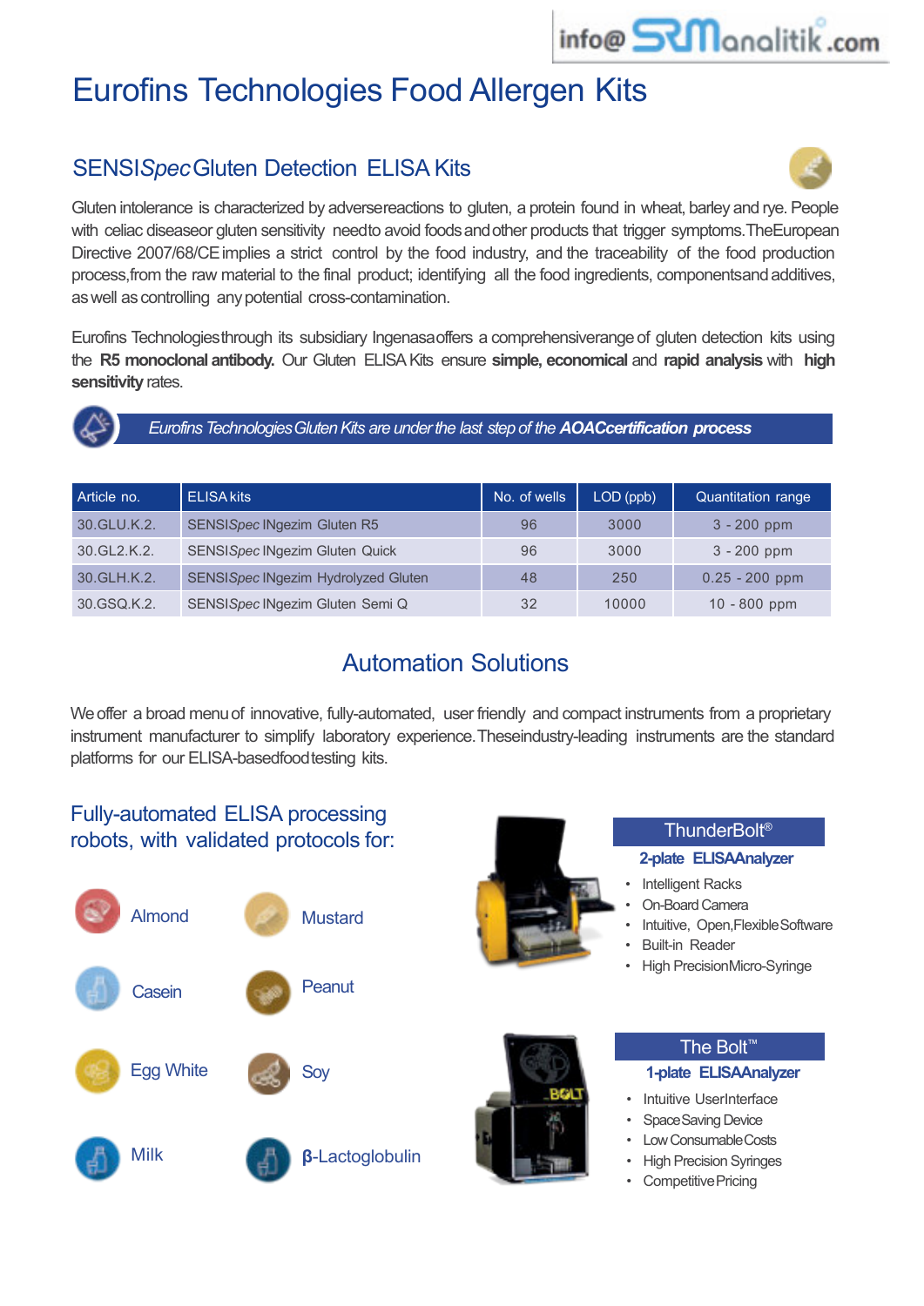info@SRManalitik.com

# Eurofins Technologies Food Allergen Kits

## SENSI*Spec* Gluten Detection ELISA Kits

Gluten intolerance is characterized by adverse reactions to gluten, a protein found in wheat, barley and rye. People with celiac disease or gluten sensitivity need to avoid foods and other products that trigger symptoms. The European Directive 2007/68/CE implies a strict control by the food industry, and the traceability of the food production process, from the raw material to the final product; identifying all the food ingredients, components and additives, as well as controlling any potential cross-contamination.

Eurofins Technologies through its subsidiary Ingenasa offers a comprehensive range of gluten detection kits using the **R5 monoclonal antibody.** Our Gluten ELISA Kits ensure **simple, economical** and **rapid analysis** with **high sensitivity** rates.

*Eurofins Technologies Gluten Kits are under the last step of the* ***AOAC certification process***

| Article no. | ELISA kits | No. of wells | LOD (ppb) | Quantitation range |
|---|---|---|---|---|
| 30.GLU.K.2. | SENSI*Spec* INgezim Gluten R5 | 96 | 3000 | 3 - 200 ppm |
| 30.GL2.K.2. | SENSI*Spec* INgezim Gluten Quick | 96 | 3000 | 3 - 200 ppm |
| 30.GLH.K.2. | SENSI*Spec* INgezim Hydrolyzed Gluten | 48 | 250 | 0.25 - 200 ppm |
| 30.GSQ.K.2. | SENSI*Spec* INgezim Gluten Semi Q | 32 | 10000 | 10 - 800 ppm |

## Automation Solutions

We offer a broad menu of innovative, fully-automated, user friendly and compact instruments from a proprietary instrument manufacturer to simplify laboratory experience. These industry-leading instruments are the standard platforms for our ELISA-based food testing kits.

### Fully-automated ELISA processing robots, with validated protocols for:

- Almond
- Mustard
- Casein
- Peanut
- Egg White
- Soy
- Milk
- β-Lactoglobulin

### ThunderBolt®

**2-plate ELISA Analyzer**

- Intelligent Racks
- On-Board Camera
- Intuitive, Open, Flexible Software
- Built-in Reader
- High Precision Micro-Syringe

### The Bolt™

**1-plate ELISA Analyzer**

- Intuitive User Interface
- Space Saving Device
- Low Consumable Costs
- High Precision Syringes
- Competitive Pricing